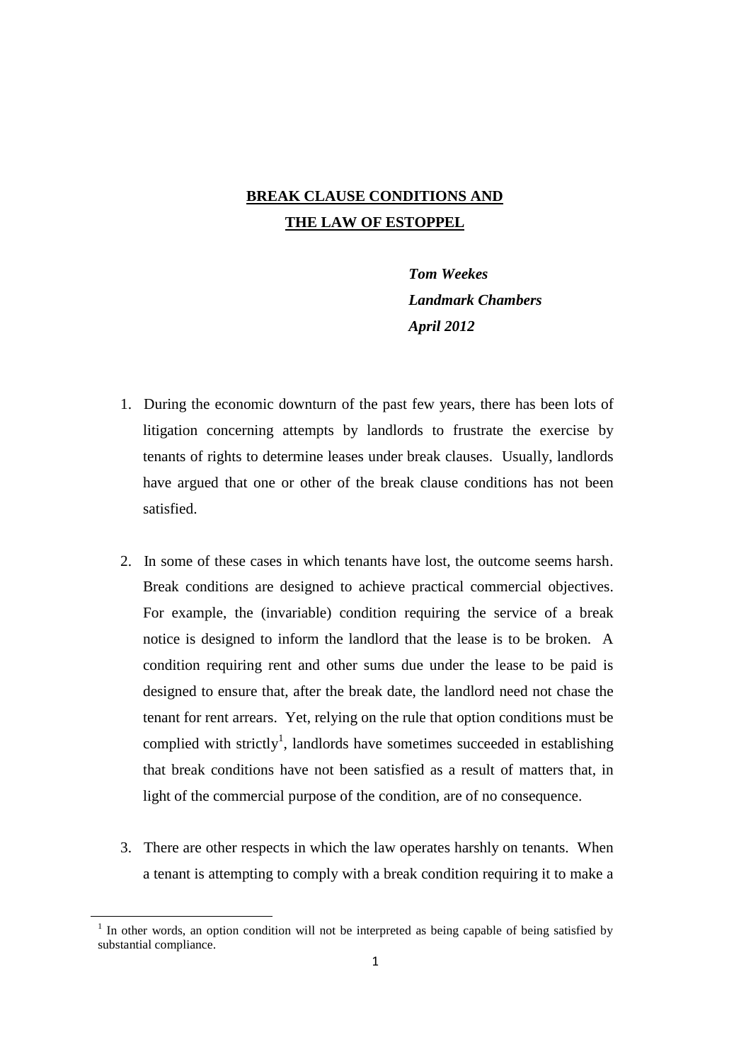# BREAK CLAUSE CONDITIONS AND THE LAW OF ESTOPPEL

*Tom Weekes*
*Landmark Chambers*
*April 2012*

1. During the economic downturn of the past few years, there has been lots of litigation concerning attempts by landlords to frustrate the exercise by tenants of rights to determine leases under break clauses. Usually, landlords have argued that one or other of the break clause conditions has not been satisfied.

2. In some of these cases in which tenants have lost, the outcome seems harsh. Break conditions are designed to achieve practical commercial objectives. For example, the (invariable) condition requiring the service of a break notice is designed to inform the landlord that the lease is to be broken. A condition requiring rent and other sums due under the lease to be paid is designed to ensure that, after the break date, the landlord need not chase the tenant for rent arrears. Yet, relying on the rule that option conditions must be complied with strictly[1], landlords have sometimes succeeded in establishing that break conditions have not been satisfied as a result of matters that, in light of the commercial purpose of the condition, are of no consequence.

3. There are other respects in which the law operates harshly on tenants. When a tenant is attempting to comply with a break condition requiring it to make a

[1] In other words, an option condition will not be interpreted as being capable of being satisfied by substantial compliance.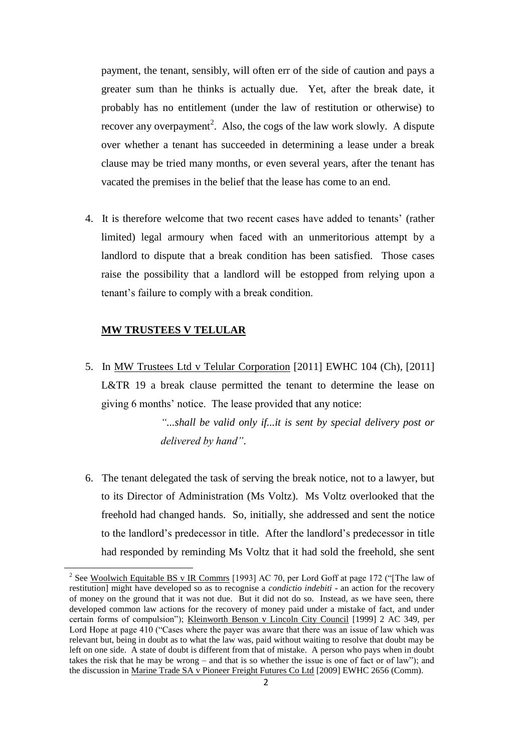payment, the tenant, sensibly, will often err of the side of caution and pays a greater sum than he thinks is actually due. Yet, after the break date, it probably has no entitlement (under the law of restitution or otherwise) to recover any overpayment[2]. Also, the cogs of the law work slowly. A dispute over whether a tenant has succeeded in determining a lease under a break clause may be tried many months, or even several years, after the tenant has vacated the premises in the belief that the lease has come to an end.

4. It is therefore welcome that two recent cases have added to tenants' (rather limited) legal armoury when faced with an unmeritorious attempt by a landlord to dispute that a break condition has been satisfied. Those cases raise the possibility that a landlord will be estopped from relying upon a tenant's failure to comply with a break condition.

**MW TRUSTEES V TELULAR**

5. In MW Trustees Ltd v Telular Corporation [2011] EWHC 104 (Ch), [2011] L&TR 19 a break clause permitted the tenant to determine the lease on giving 6 months' notice. The lease provided that any notice:

> *"...shall be valid only if...it is sent by special delivery post or delivered by hand"*.

6. The tenant delegated the task of serving the break notice, not to a lawyer, but to its Director of Administration (Ms Voltz). Ms Voltz overlooked that the freehold had changed hands. So, initially, she addressed and sent the notice to the landlord's predecessor in title. After the landlord's predecessor in title had responded by reminding Ms Voltz that it had sold the freehold, she sent

---

[2] See Woolwich Equitable BS v IR Commrs [1993] AC 70, per Lord Goff at page 172 ("[The law of restitution] might have developed so as to recognise a *condictio indebiti* - an action for the recovery of money on the ground that it was not due. But it did not do so. Instead, as we have seen, there developed common law actions for the recovery of money paid under a mistake of fact, and under certain forms of compulsion"); Kleinworth Benson v Lincoln City Council [1999] 2 AC 349, per Lord Hope at page 410 ("Cases where the payer was aware that there was an issue of law which was relevant but, being in doubt as to what the law was, paid without waiting to resolve that doubt may be left on one side. A state of doubt is different from that of mistake. A person who pays when in doubt takes the risk that he may be wrong – and that is so whether the issue is one of fact or of law"); and the discussion in Marine Trade SA v Pioneer Freight Futures Co Ltd [2009] EWHC 2656 (Comm).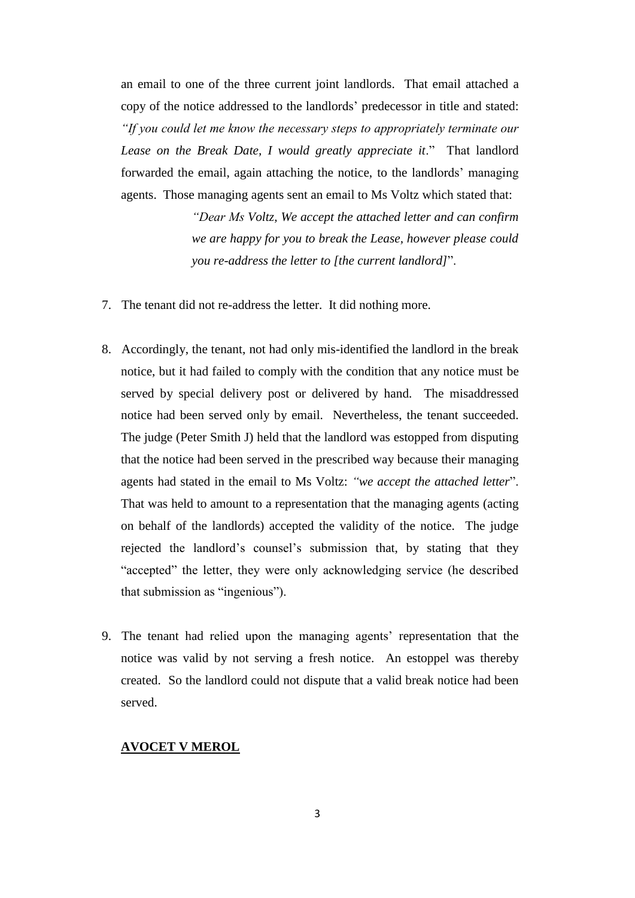an email to one of the three current joint landlords. That email attached a copy of the notice addressed to the landlords' predecessor in title and stated: *"If you could let me know the necessary steps to appropriately terminate our Lease on the Break Date, I would greatly appreciate it*." That landlord forwarded the email, again attaching the notice, to the landlords' managing agents. Those managing agents sent an email to Ms Voltz which stated that:

> *"Dear Ms Voltz, We accept the attached letter and can confirm we are happy for you to break the Lease, however please could you re-address the letter to [the current landlord]*".

7. The tenant did not re-address the letter. It did nothing more.

8. Accordingly, the tenant, not had only mis-identified the landlord in the break notice, but it had failed to comply with the condition that any notice must be served by special delivery post or delivered by hand. The misaddressed notice had been served only by email. Nevertheless, the tenant succeeded. The judge (Peter Smith J) held that the landlord was estopped from disputing that the notice had been served in the prescribed way because their managing agents had stated in the email to Ms Voltz: *"we accept the attached letter*". That was held to amount to a representation that the managing agents (acting on behalf of the landlords) accepted the validity of the notice. The judge rejected the landlord's counsel's submission that, by stating that they "accepted" the letter, they were only acknowledging service (he described that submission as "ingenious").

9. The tenant had relied upon the managing agents' representation that the notice was valid by not serving a fresh notice. An estoppel was thereby created. So the landlord could not dispute that a valid break notice had been served.

**AVOCET V MEROL**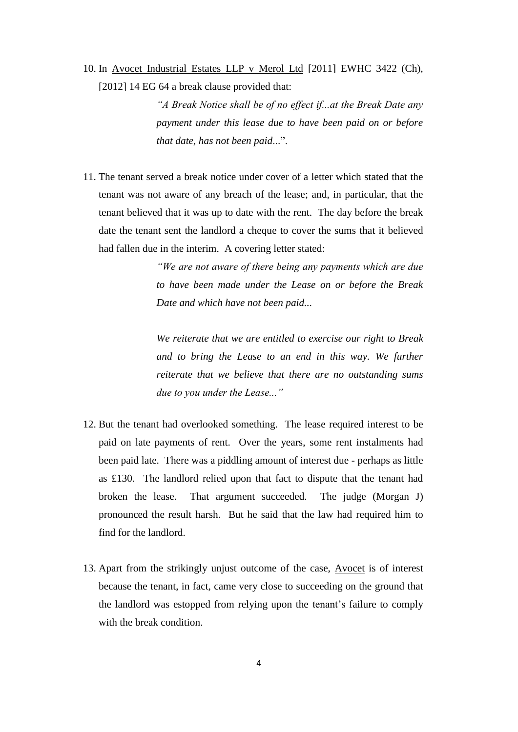10. In Avocet Industrial Estates LLP v Merol Ltd [2011] EWHC 3422 (Ch), [2012] 14 EG 64 a break clause provided that:

    > *"A Break Notice shall be of no effect if...at the Break Date any payment under this lease due to have been paid on or before that date, has not been paid...*".

11. The tenant served a break notice under cover of a letter which stated that the tenant was not aware of any breach of the lease; and, in particular, that the tenant believed that it was up to date with the rent. The day before the break date the tenant sent the landlord a cheque to cover the sums that it believed had fallen due in the interim. A covering letter stated:

    > *"We are not aware of there being any payments which are due to have been made under the Lease on or before the Break Date and which have not been paid...*
    >
    > *We reiterate that we are entitled to exercise our right to Break and to bring the Lease to an end in this way. We further reiterate that we believe that there are no outstanding sums due to you under the Lease..."*

12. But the tenant had overlooked something. The lease required interest to be paid on late payments of rent. Over the years, some rent instalments had been paid late. There was a piddling amount of interest due - perhaps as little as £130. The landlord relied upon that fact to dispute that the tenant had broken the lease. That argument succeeded. The judge (Morgan J) pronounced the result harsh. But he said that the law had required him to find for the landlord.

13. Apart from the strikingly unjust outcome of the case, Avocet is of interest because the tenant, in fact, came very close to succeeding on the ground that the landlord was estopped from relying upon the tenant's failure to comply with the break condition.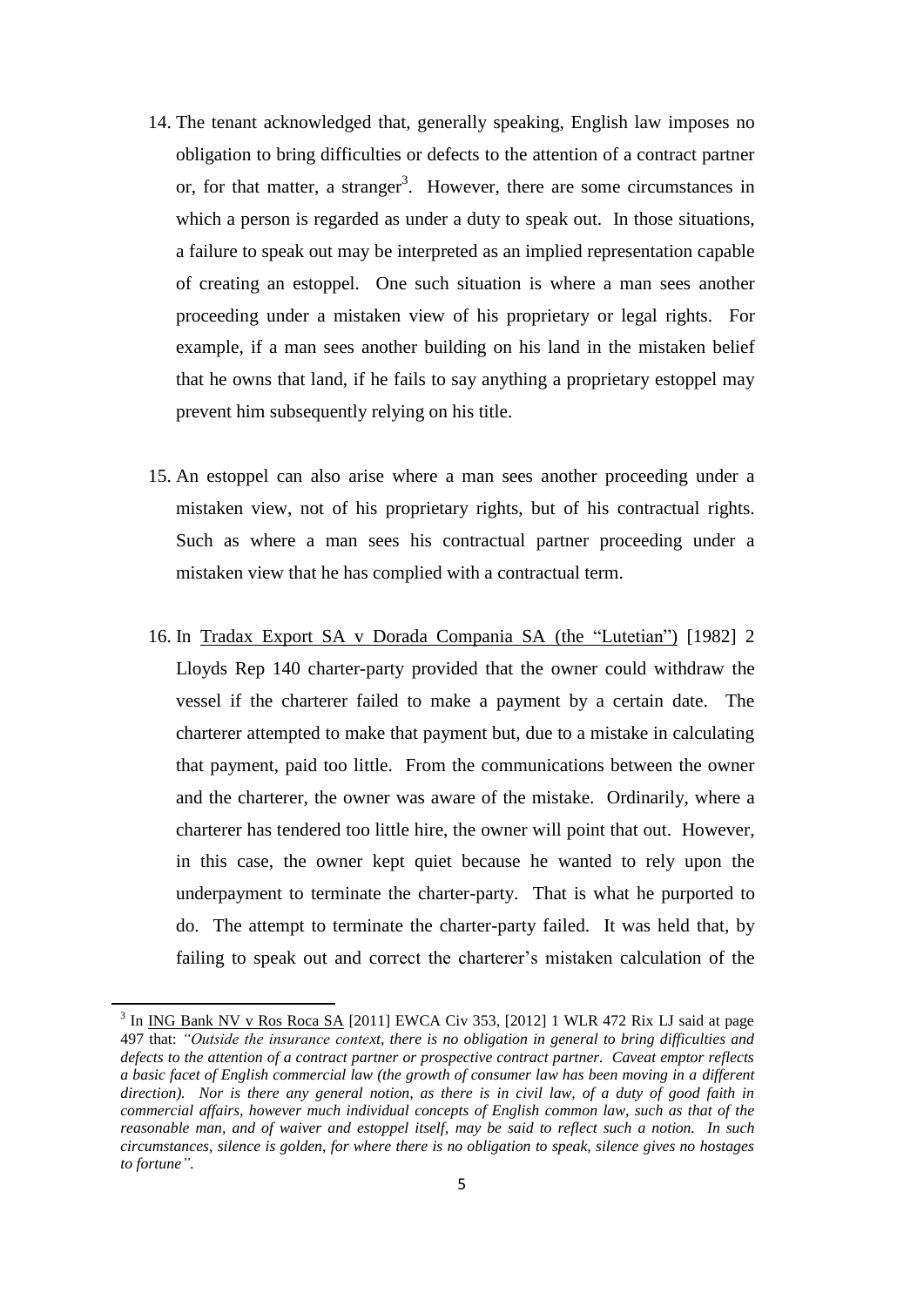14. The tenant acknowledged that, generally speaking, English law imposes no obligation to bring difficulties or defects to the attention of a contract partner or, for that matter, a stranger[3]. However, there are some circumstances in which a person is regarded as under a duty to speak out. In those situations, a failure to speak out may be interpreted as an implied representation capable of creating an estoppel. One such situation is where a man sees another proceeding under a mistaken view of his proprietary or legal rights. For example, if a man sees another building on his land in the mistaken belief that he owns that land, if he fails to say anything a proprietary estoppel may prevent him subsequently relying on his title.

15. An estoppel can also arise where a man sees another proceeding under a mistaken view, not of his proprietary rights, but of his contractual rights. Such as where a man sees his contractual partner proceeding under a mistaken view that he has complied with a contractual term.

16. In Tradax Export SA v Dorada Compania SA (the "Lutetian") [1982] 2 Lloyds Rep 140 charter-party provided that the owner could withdraw the vessel if the charterer failed to make a payment by a certain date. The charterer attempted to make that payment but, due to a mistake in calculating that payment, paid too little. From the communications between the owner and the charterer, the owner was aware of the mistake. Ordinarily, where a charterer has tendered too little hire, the owner will point that out. However, in this case, the owner kept quiet because he wanted to rely upon the underpayment to terminate the charter-party. That is what he purported to do. The attempt to terminate the charter-party failed. It was held that, by failing to speak out and correct the charterer's mistaken calculation of the

---

[3] In ING Bank NV v Ros Roca SA [2011] EWCA Civ 353, [2012] 1 WLR 472 Rix LJ said at page 497 that: *"Outside the insurance context, there is no obligation in general to bring difficulties and defects to the attention of a contract partner or prospective contract partner. Caveat emptor reflects a basic facet of English commercial law (the growth of consumer law has been moving in a different direction). Nor is there any general notion, as there is in civil law, of a duty of good faith in commercial affairs, however much individual concepts of English common law, such as that of the reasonable man, and of waiver and estoppel itself, may be said to reflect such a notion. In such circumstances, silence is golden, for where there is no obligation to speak, silence gives no hostages to fortune".*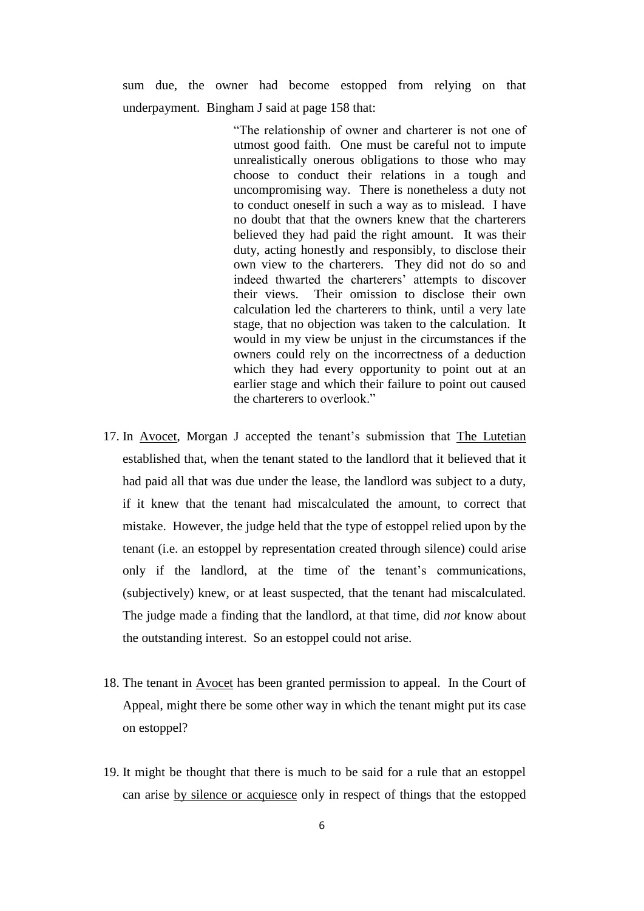sum due, the owner had become estopped from relying on that underpayment. Bingham J said at page 158 that:

> "The relationship of owner and charterer is not one of utmost good faith. One must be careful not to impute unrealistically onerous obligations to those who may choose to conduct their relations in a tough and uncompromising way. There is nonetheless a duty not to conduct oneself in such a way as to mislead. I have no doubt that that the owners knew that the charterers believed they had paid the right amount. It was their duty, acting honestly and responsibly, to disclose their own view to the charterers. They did not do so and indeed thwarted the charterers' attempts to discover their views. Their omission to disclose their own calculation led the charterers to think, until a very late stage, that no objection was taken to the calculation. It would in my view be unjust in the circumstances if the owners could rely on the incorrectness of a deduction which they had every opportunity to point out at an earlier stage and which their failure to point out caused the charterers to overlook."

17. In Avocet, Morgan J accepted the tenant's submission that The Lutetian established that, when the tenant stated to the landlord that it believed that it had paid all that was due under the lease, the landlord was subject to a duty, if it knew that the tenant had miscalculated the amount, to correct that mistake. However, the judge held that the type of estoppel relied upon by the tenant (i.e. an estoppel by representation created through silence) could arise only if the landlord, at the time of the tenant's communications, (subjectively) knew, or at least suspected, that the tenant had miscalculated. The judge made a finding that the landlord, at that time, did *not* know about the outstanding interest. So an estoppel could not arise.

18. The tenant in Avocet has been granted permission to appeal. In the Court of Appeal, might there be some other way in which the tenant might put its case on estoppel?

19. It might be thought that there is much to be said for a rule that an estoppel can arise by silence or acquiesce only in respect of things that the estopped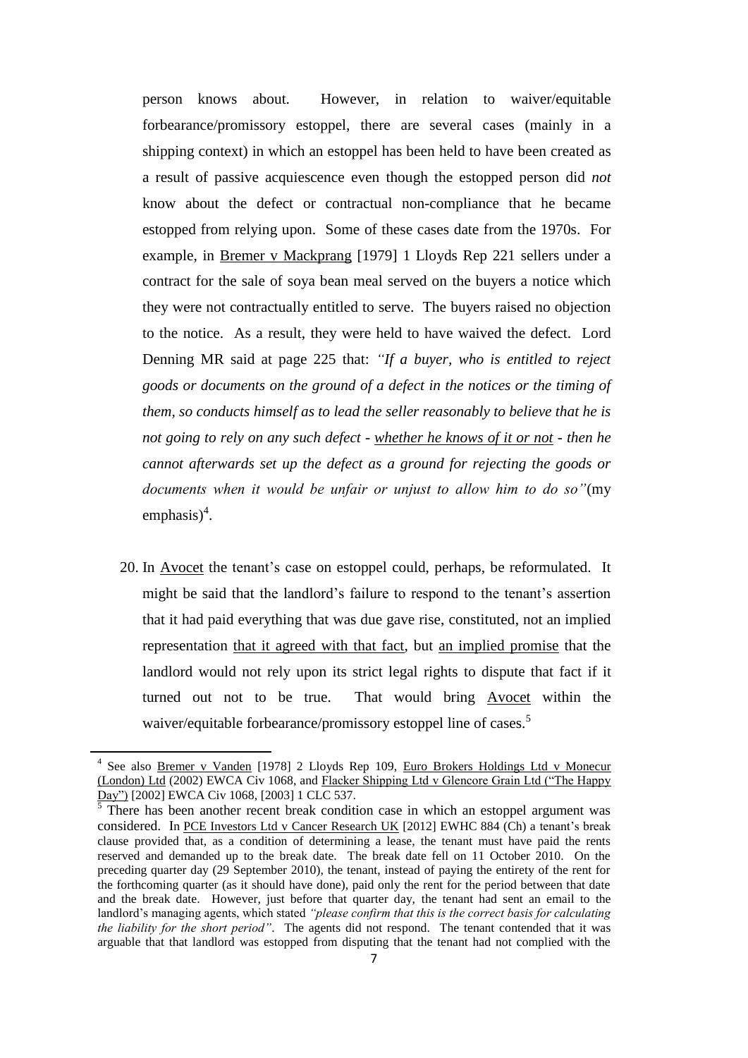person knows about. However, in relation to waiver/equitable forbearance/promissory estoppel, there are several cases (mainly in a shipping context) in which an estoppel has been held to have been created as a result of passive acquiescence even though the estopped person did *not* know about the defect or contractual non-compliance that he became estopped from relying upon. Some of these cases date from the 1970s. For example, in Bremer v Mackprang [1979] 1 Lloyds Rep 221 sellers under a contract for the sale of soya bean meal served on the buyers a notice which they were not contractually entitled to serve. The buyers raised no objection to the notice. As a result, they were held to have waived the defect. Lord Denning MR said at page 225 that: *"If a buyer, who is entitled to reject goods or documents on the ground of a defect in the notices or the timing of them, so conducts himself as to lead the seller reasonably to believe that he is not going to rely on any such defect - whether he knows of it or not - then he cannot afterwards set up the defect as a ground for rejecting the goods or documents when it would be unfair or unjust to allow him to do so"*(my emphasis)[4].

20. In Avocet the tenant's case on estoppel could, perhaps, be reformulated. It might be said that the landlord's failure to respond to the tenant's assertion that it had paid everything that was due gave rise, constituted, not an implied representation that it agreed with that fact, but an implied promise that the landlord would not rely upon its strict legal rights to dispute that fact if it turned out not to be true. That would bring Avocet within the waiver/equitable forbearance/promissory estoppel line of cases.[5]

---

[4] See also Bremer v Vanden [1978] 2 Lloyds Rep 109, Euro Brokers Holdings Ltd v Monecur (London) Ltd (2002) EWCA Civ 1068, and Flacker Shipping Ltd v Glencore Grain Ltd ("The Happy Day") [2002] EWCA Civ 1068, [2003] 1 CLC 537.

[5] There has been another recent break condition case in which an estoppel argument was considered. In PCE Investors Ltd v Cancer Research UK [2012] EWHC 884 (Ch) a tenant's break clause provided that, as a condition of determining a lease, the tenant must have paid the rents reserved and demanded up to the break date. The break date fell on 11 October 2010. On the preceding quarter day (29 September 2010), the tenant, instead of paying the entirety of the rent for the forthcoming quarter (as it should have done), paid only the rent for the period between that date and the break date. However, just before that quarter day, the tenant had sent an email to the landlord's managing agents, which stated *"please confirm that this is the correct basis for calculating the liability for the short period"*. The agents did not respond. The tenant contended that it was arguable that that landlord was estopped from disputing that the tenant had not complied with the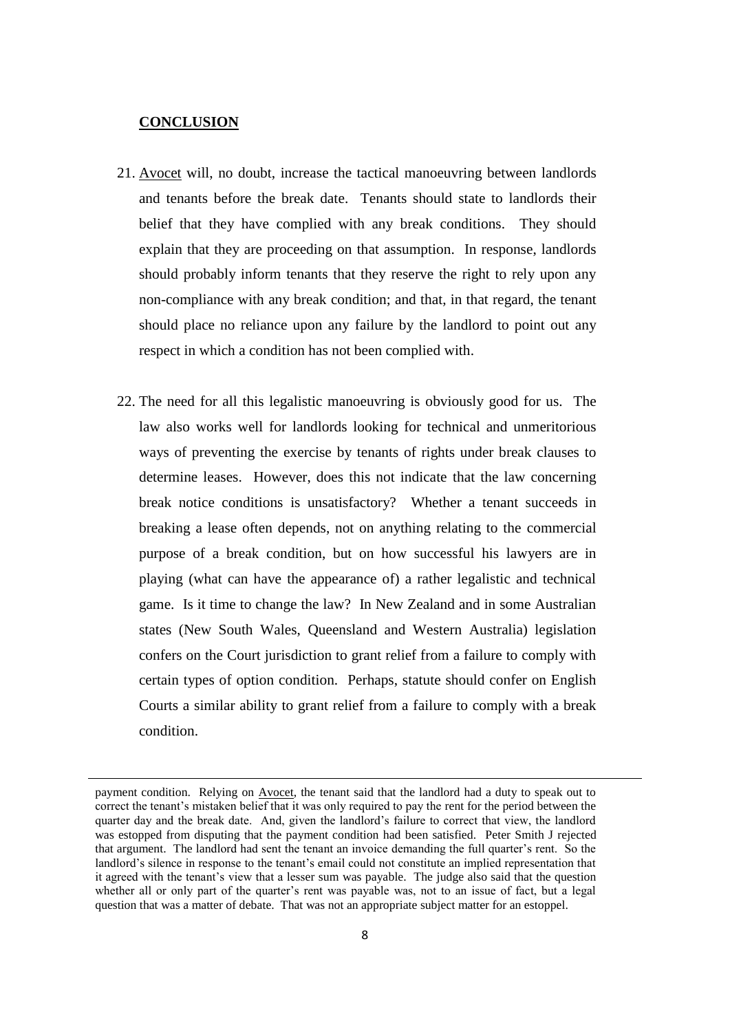## **CONCLUSION**

21. Avocet will, no doubt, increase the tactical manoeuvring between landlords and tenants before the break date. Tenants should state to landlords their belief that they have complied with any break conditions. They should explain that they are proceeding on that assumption. In response, landlords should probably inform tenants that they reserve the right to rely upon any non-compliance with any break condition; and that, in that regard, the tenant should place no reliance upon any failure by the landlord to point out any respect in which a condition has not been complied with.

22. The need for all this legalistic manoeuvring is obviously good for us. The law also works well for landlords looking for technical and unmeritorious ways of preventing the exercise by tenants of rights under break clauses to determine leases. However, does this not indicate that the law concerning break notice conditions is unsatisfactory? Whether a tenant succeeds in breaking a lease often depends, not on anything relating to the commercial purpose of a break condition, but on how successful his lawyers are in playing (what can have the appearance of) a rather legalistic and technical game. Is it time to change the law? In New Zealand and in some Australian states (New South Wales, Queensland and Western Australia) legislation confers on the Court jurisdiction to grant relief from a failure to comply with certain types of option condition. Perhaps, statute should confer on English Courts a similar ability to grant relief from a failure to comply with a break condition.

---

payment condition. Relying on Avocet, the tenant said that the landlord had a duty to speak out to correct the tenant's mistaken belief that it was only required to pay the rent for the period between the quarter day and the break date. And, given the landlord's failure to correct that view, the landlord was estopped from disputing that the payment condition had been satisfied. Peter Smith J rejected that argument. The landlord had sent the tenant an invoice demanding the full quarter's rent. So the landlord's silence in response to the tenant's email could not constitute an implied representation that it agreed with the tenant's view that a lesser sum was payable. The judge also said that the question whether all or only part of the quarter's rent was payable was, not to an issue of fact, but a legal question that was a matter of debate. That was not an appropriate subject matter for an estoppel.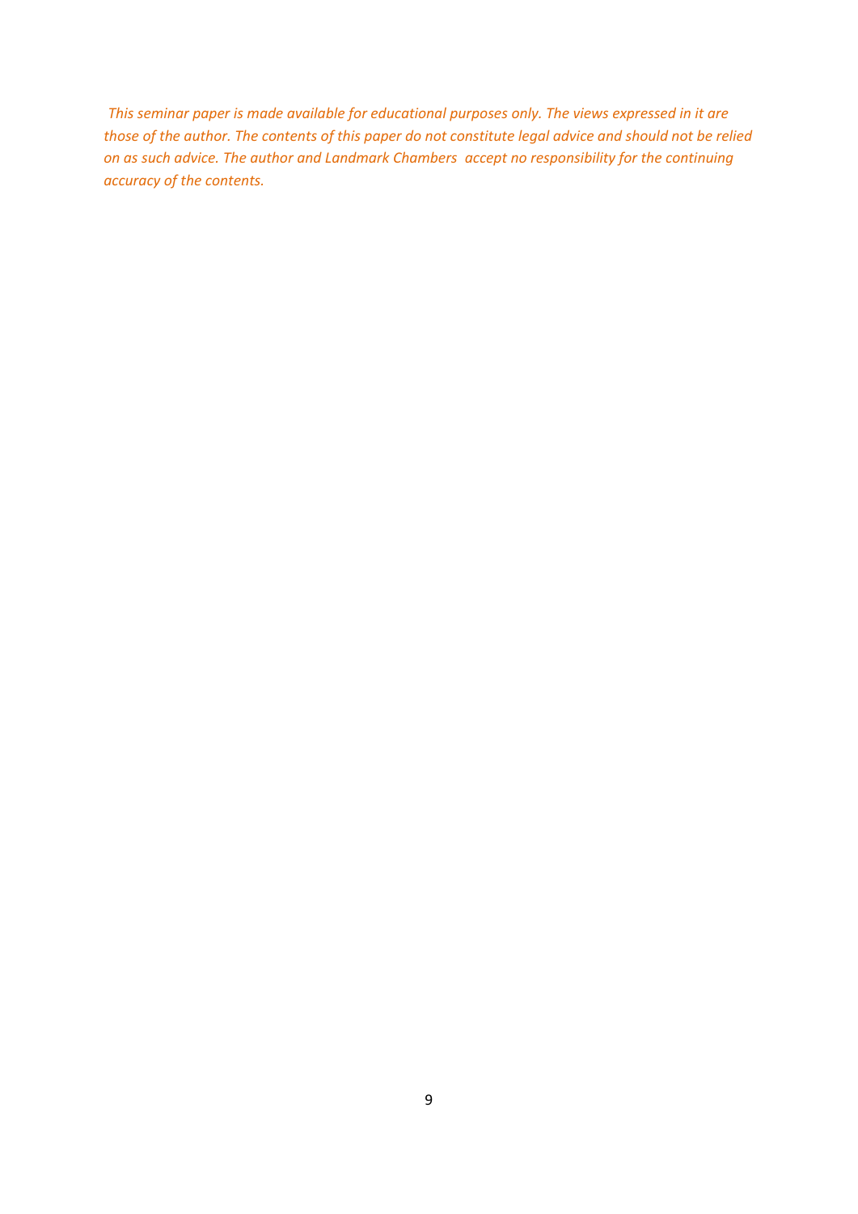*This seminar paper is made available for educational purposes only. The views expressed in it are those of the author. The contents of this paper do not constitute legal advice and should not be relied on as such advice. The author and Landmark Chambers accept no responsibility for the continuing accuracy of the contents.*